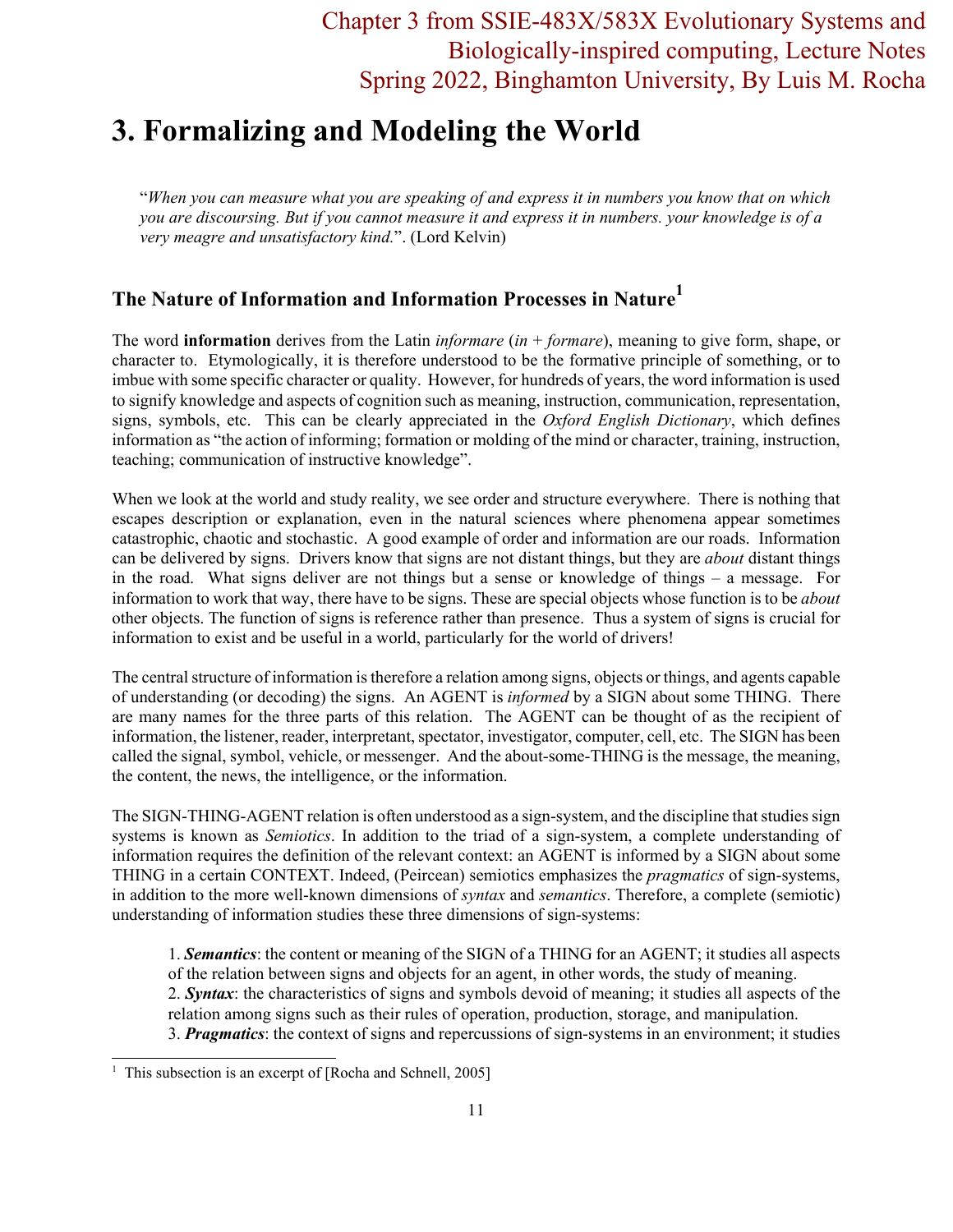# 3. Formalizing and Modeling the World

"*When you can measure what you are speaking of and express it in numbers you know that on which you are discoursing. But if you cannot measure it and express it in numbers. your knowledge is of a very meagre and unsatisfactory kind.*". (Lord Kelvin)

## The Nature of Information and Information Processes in Nature[1]

The word **information** derives from the Latin *informare* (*in* + *formare*), meaning to give form, shape, or character to. Etymologically, it is therefore understood to be the formative principle of something, or to imbue with some specific character or quality. However, for hundreds of years, the word information is used to signify knowledge and aspects of cognition such as meaning, instruction, communication, representation, signs, symbols, etc. This can be clearly appreciated in the *Oxford English Dictionary*, which defines information as "the action of informing; formation or molding of the mind or character, training, instruction, teaching; communication of instructive knowledge".

When we look at the world and study reality, we see order and structure everywhere. There is nothing that escapes description or explanation, even in the natural sciences where phenomena appear sometimes catastrophic, chaotic and stochastic. A good example of order and information are our roads. Information can be delivered by signs. Drivers know that signs are not distant things, but they are *about* distant things in the road. What signs deliver are not things but a sense or knowledge of things – a message. For information to work that way, there have to be signs. These are special objects whose function is to be *about* other objects. The function of signs is reference rather than presence. Thus a system of signs is crucial for information to exist and be useful in a world, particularly for the world of drivers!

The central structure of information is therefore a relation among signs, objects or things, and agents capable of understanding (or decoding) the signs. An AGENT is *informed* by a SIGN about some THING. There are many names for the three parts of this relation. The AGENT can be thought of as the recipient of information, the listener, reader, interpretant, spectator, investigator, computer, cell, etc. The SIGN has been called the signal, symbol, vehicle, or messenger. And the about-some-THING is the message, the meaning, the content, the news, the intelligence, or the information.

The SIGN-THING-AGENT relation is often understood as a sign-system, and the discipline that studies sign systems is known as *Semiotics*. In addition to the triad of a sign-system, a complete understanding of information requires the definition of the relevant context: an AGENT is informed by a SIGN about some THING in a certain CONTEXT. Indeed, (Peircean) semiotics emphasizes the *pragmatics* of sign-systems, in addition to the more well-known dimensions of *syntax* and *semantics*. Therefore, a complete (semiotic) understanding of information studies these three dimensions of sign-systems:

1. ***Semantics***: the content or meaning of the SIGN of a THING for an AGENT; it studies all aspects of the relation between signs and objects for an agent, in other words, the study of meaning.
2. ***Syntax***: the characteristics of signs and symbols devoid of meaning; it studies all aspects of the relation among signs such as their rules of operation, production, storage, and manipulation.
3. ***Pragmatics***: the context of signs and repercussions of sign-systems in an environment; it studies

[1] This subsection is an excerpt of [Rocha and Schnell, 2005]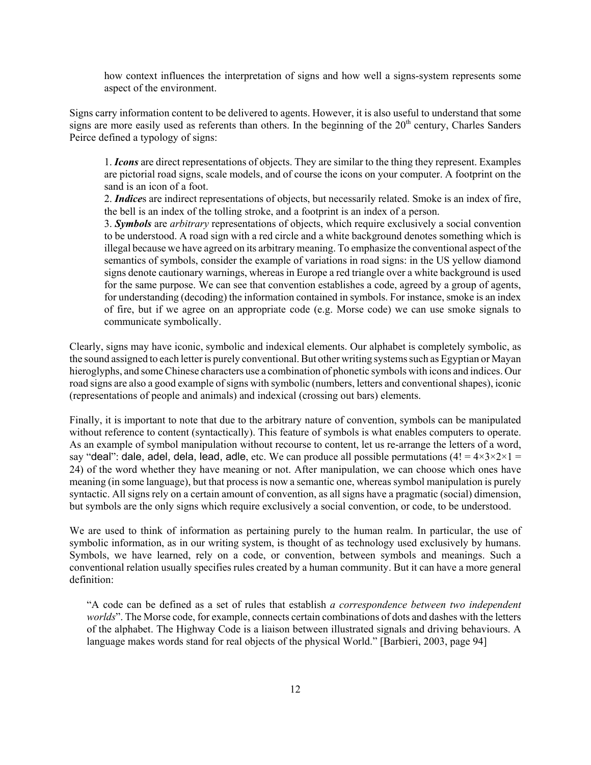how context influences the interpretation of signs and how well a signs-system represents some aspect of the environment.

Signs carry information content to be delivered to agents. However, it is also useful to understand that some signs are more easily used as referents than others. In the beginning of the 20th century, Charles Sanders Peirce defined a typology of signs:

> 1. ***Icons*** are direct representations of objects. They are similar to the thing they represent. Examples are pictorial road signs, scale models, and of course the icons on your computer. A footprint on the sand is an icon of a foot.
> 2. ***Indice***s are indirect representations of objects, but necessarily related. Smoke is an index of fire, the bell is an index of the tolling stroke, and a footprint is an index of a person.
> 3. ***Symbols*** are *arbitrary* representations of objects, which require exclusively a social convention to be understood. A road sign with a red circle and a white background denotes something which is illegal because we have agreed on its arbitrary meaning. To emphasize the conventional aspect of the semantics of symbols, consider the example of variations in road signs: in the US yellow diamond signs denote cautionary warnings, whereas in Europe a red triangle over a white background is used for the same purpose. We can see that convention establishes a code, agreed by a group of agents, for understanding (decoding) the information contained in symbols. For instance, smoke is an index of fire, but if we agree on an appropriate code (e.g. Morse code) we can use smoke signals to communicate symbolically.

Clearly, signs may have iconic, symbolic and indexical elements. Our alphabet is completely symbolic, as the sound assigned to each letter is purely conventional. But other writing systems such as Egyptian or Mayan hieroglyphs, and some Chinese characters use a combination of phonetic symbols with icons and indices. Our road signs are also a good example of signs with symbolic (numbers, letters and conventional shapes), iconic (representations of people and animals) and indexical (crossing out bars) elements.

Finally, it is important to note that due to the arbitrary nature of convention, symbols can be manipulated without reference to content (syntactically). This feature of symbols is what enables computers to operate. As an example of symbol manipulation without recourse to content, let us re-arrange the letters of a word, say "deal": dale, adel, dela, lead, adle, etc. We can produce all possible permutations ($4! = 4\times3\times2\times1 = 24$) of the word whether they have meaning or not. After manipulation, we can choose which ones have meaning (in some language), but that process is now a semantic one, whereas symbol manipulation is purely syntactic. All signs rely on a certain amount of convention, as all signs have a pragmatic (social) dimension, but symbols are the only signs which require exclusively a social convention, or code, to be understood.

We are used to think of information as pertaining purely to the human realm. In particular, the use of symbolic information, as in our writing system, is thought of as technology used exclusively by humans. Symbols, we have learned, rely on a code, or convention, between symbols and meanings. Such a conventional relation usually specifies rules created by a human community. But it can have a more general definition:

> "A code can be defined as a set of rules that establish *a correspondence between two independent worlds*". The Morse code, for example, connects certain combinations of dots and dashes with the letters of the alphabet. The Highway Code is a liaison between illustrated signals and driving behaviours. A language makes words stand for real objects of the physical World." [Barbieri, 2003, page 94]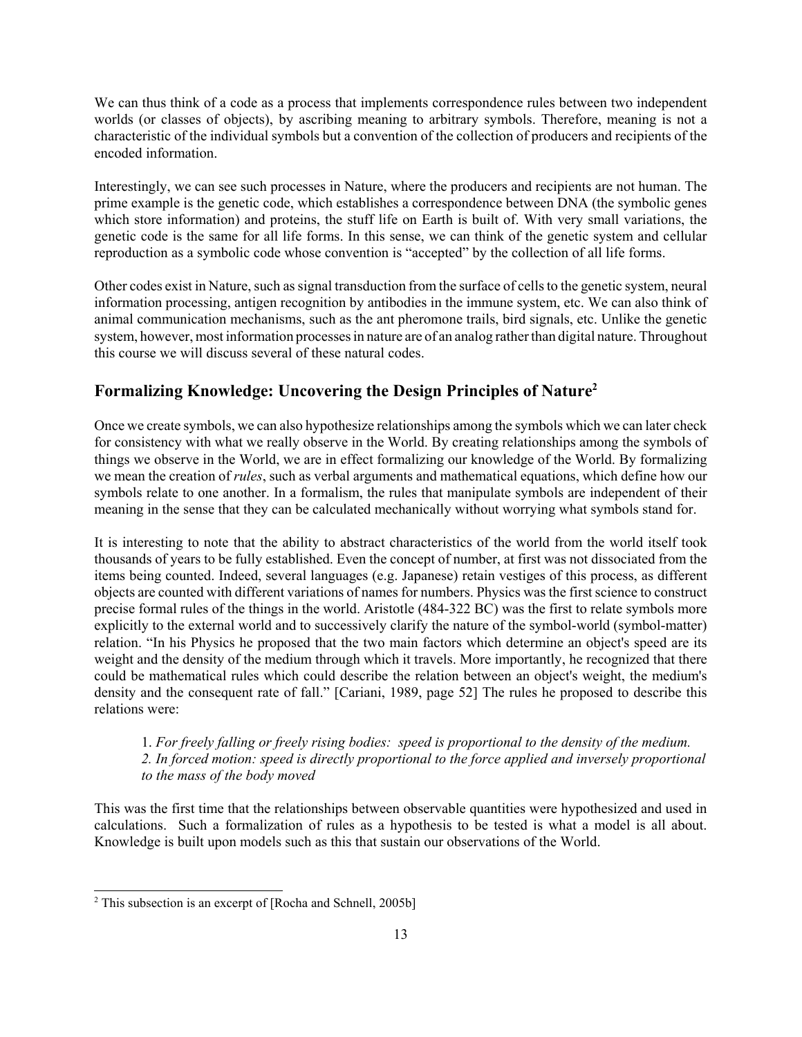We can thus think of a code as a process that implements correspondence rules between two independent worlds (or classes of objects), by ascribing meaning to arbitrary symbols. Therefore, meaning is not a characteristic of the individual symbols but a convention of the collection of producers and recipients of the encoded information.

Interestingly, we can see such processes in Nature, where the producers and recipients are not human. The prime example is the genetic code, which establishes a correspondence between DNA (the symbolic genes which store information) and proteins, the stuff life on Earth is built of. With very small variations, the genetic code is the same for all life forms. In this sense, we can think of the genetic system and cellular reproduction as a symbolic code whose convention is "accepted" by the collection of all life forms.

Other codes exist in Nature, such as signal transduction from the surface of cells to the genetic system, neural information processing, antigen recognition by antibodies in the immune system, etc. We can also think of animal communication mechanisms, such as the ant pheromone trails, bird signals, etc. Unlike the genetic system, however, most information processes in nature are of an analog rather than digital nature. Throughout this course we will discuss several of these natural codes.

## Formalizing Knowledge: Uncovering the Design Principles of Nature[2]

Once we create symbols, we can also hypothesize relationships among the symbols which we can later check for consistency with what we really observe in the World. By creating relationships among the symbols of things we observe in the World, we are in effect formalizing our knowledge of the World. By formalizing we mean the creation of *rules*, such as verbal arguments and mathematical equations, which define how our symbols relate to one another. In a formalism, the rules that manipulate symbols are independent of their meaning in the sense that they can be calculated mechanically without worrying what symbols stand for.

It is interesting to note that the ability to abstract characteristics of the world from the world itself took thousands of years to be fully established. Even the concept of number, at first was not dissociated from the items being counted. Indeed, several languages (e.g. Japanese) retain vestiges of this process, as different objects are counted with different variations of names for numbers. Physics was the first science to construct precise formal rules of the things in the world. Aristotle (484-322 BC) was the first to relate symbols more explicitly to the external world and to successively clarify the nature of the symbol-world (symbol-matter) relation. "In his Physics he proposed that the two main factors which determine an object's speed are its weight and the density of the medium through which it travels. More importantly, he recognized that there could be mathematical rules which could describe the relation between an object's weight, the medium's density and the consequent rate of fall." [Cariani, 1989, page 52] The rules he proposed to describe this relations were:

> 1. *For freely falling or freely rising bodies: speed is proportional to the density of the medium.*
> 2. *In forced motion: speed is directly proportional to the force applied and inversely proportional to the mass of the body moved*

This was the first time that the relationships between observable quantities were hypothesized and used in calculations. Such a formalization of rules as a hypothesis to be tested is what a model is all about. Knowledge is built upon models such as this that sustain our observations of the World.

---

[2] This subsection is an excerpt of [Rocha and Schnell, 2005b]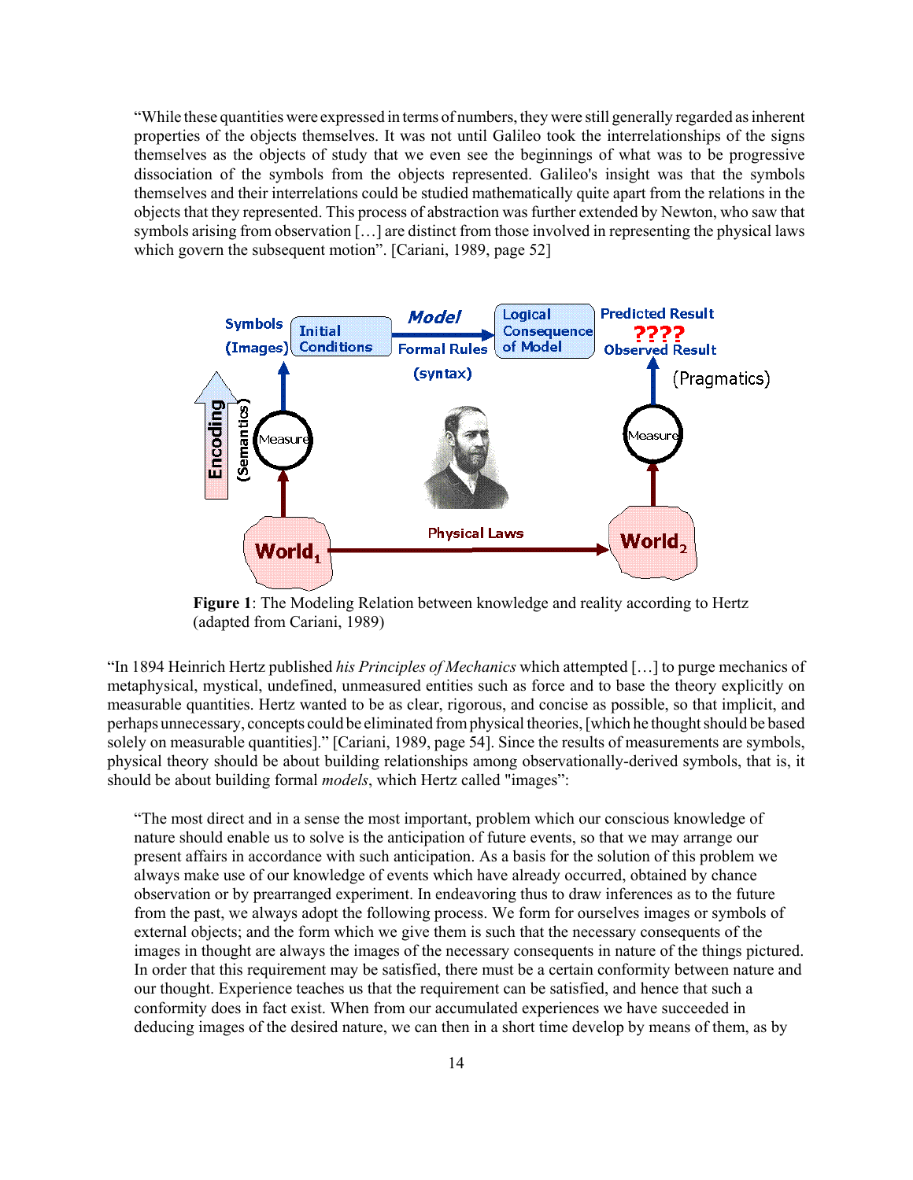"While these quantities were expressed in terms of numbers, they were still generally regarded as inherent properties of the objects themselves. It was not until Galileo took the interrelationships of the signs themselves as the objects of study that we even see the beginnings of what was to be progressive dissociation of the symbols from the objects represented. Galileo's insight was that the symbols themselves and their interrelations could be studied mathematically quite apart from the relations in the objects that they represented. This process of abstraction was further extended by Newton, who saw that symbols arising from observation […] are distinct from those involved in representing the physical laws which govern the subsequent motion". [Cariani, 1989, page 52]

**Figure 1**: The Modeling Relation between knowledge and reality according to Hertz (adapted from Cariani, 1989)

"In 1894 Heinrich Hertz published *his Principles of Mechanics* which attempted […] to purge mechanics of metaphysical, mystical, undefined, unmeasured entities such as force and to base the theory explicitly on measurable quantities. Hertz wanted to be as clear, rigorous, and concise as possible, so that implicit, and perhaps unnecessary, concepts could be eliminated from physical theories, [which he thought should be based solely on measurable quantities]." [Cariani, 1989, page 54]. Since the results of measurements are symbols, physical theory should be about building relationships among observationally-derived symbols, that is, it should be about building formal *models*, which Hertz called "images":

> "The most direct and in a sense the most important, problem which our conscious knowledge of nature should enable us to solve is the anticipation of future events, so that we may arrange our present affairs in accordance with such anticipation. As a basis for the solution of this problem we always make use of our knowledge of events which have already occurred, obtained by chance observation or by prearranged experiment. In endeavoring thus to draw inferences as to the future from the past, we always adopt the following process. We form for ourselves images or symbols of external objects; and the form which we give them is such that the necessary consequents of the images in thought are always the images of the necessary consequents in nature of the things pictured. In order that this requirement may be satisfied, there must be a certain conformity between nature and our thought. Experience teaches us that the requirement can be satisfied, and hence that such a conformity does in fact exist. When from our accumulated experiences we have succeeded in deducing images of the desired nature, we can then in a short time develop by means of them, as by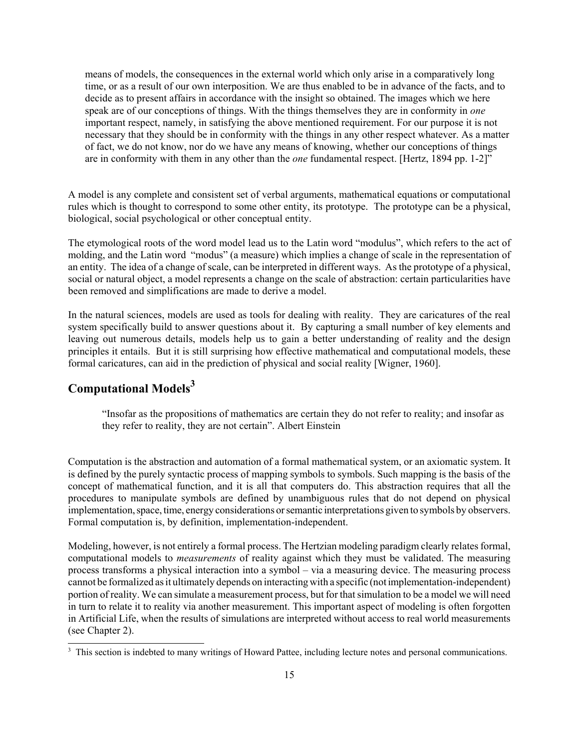> means of models, the consequences in the external world which only arise in a comparatively long time, or as a result of our own interposition. We are thus enabled to be in advance of the facts, and to decide as to present affairs in accordance with the insight so obtained. The images which we here speak are of our conceptions of things. With the things themselves they are in conformity in *one* important respect, namely, in satisfying the above mentioned requirement. For our purpose it is not necessary that they should be in conformity with the things in any other respect whatever. As a matter of fact, we do not know, nor do we have any means of knowing, whether our conceptions of things are in conformity with them in any other than the *one* fundamental respect. [Hertz, 1894 pp. 1-2]"

A model is any complete and consistent set of verbal arguments, mathematical equations or computational rules which is thought to correspond to some other entity, its prototype. The prototype can be a physical, biological, social psychological or other conceptual entity.

The etymological roots of the word model lead us to the Latin word "modulus", which refers to the act of molding, and the Latin word "modus" (a measure) which implies a change of scale in the representation of an entity. The idea of a change of scale, can be interpreted in different ways. As the prototype of a physical, social or natural object, a model represents a change on the scale of abstraction: certain particularities have been removed and simplifications are made to derive a model.

In the natural sciences, models are used as tools for dealing with reality. They are caricatures of the real system specifically build to answer questions about it. By capturing a small number of key elements and leaving out numerous details, models help us to gain a better understanding of reality and the design principles it entails. But it is still surprising how effective mathematical and computational models, these formal caricatures, can aid in the prediction of physical and social reality [Wigner, 1960].

## Computational Models[3]

> "Insofar as the propositions of mathematics are certain they do not refer to reality; and insofar as they refer to reality, they are not certain". Albert Einstein

Computation is the abstraction and automation of a formal mathematical system, or an axiomatic system. It is defined by the purely syntactic process of mapping symbols to symbols. Such mapping is the basis of the concept of mathematical function, and it is all that computers do. This abstraction requires that all the procedures to manipulate symbols are defined by unambiguous rules that do not depend on physical implementation, space, time, energy considerations or semantic interpretations given to symbols by observers. Formal computation is, by definition, implementation-independent.

Modeling, however, is not entirely a formal process. The Hertzian modeling paradigm clearly relates formal, computational models to *measurements* of reality against which they must be validated. The measuring process transforms a physical interaction into a symbol – via a measuring device. The measuring process cannot be formalized as it ultimately depends on interacting with a specific (not implementation-independent) portion of reality. We can simulate a measurement process, but for that simulation to be a model we will need in turn to relate it to reality via another measurement. This important aspect of modeling is often forgotten in Artificial Life, when the results of simulations are interpreted without access to real world measurements (see Chapter 2).

[3] This section is indebted to many writings of Howard Pattee, including lecture notes and personal communications.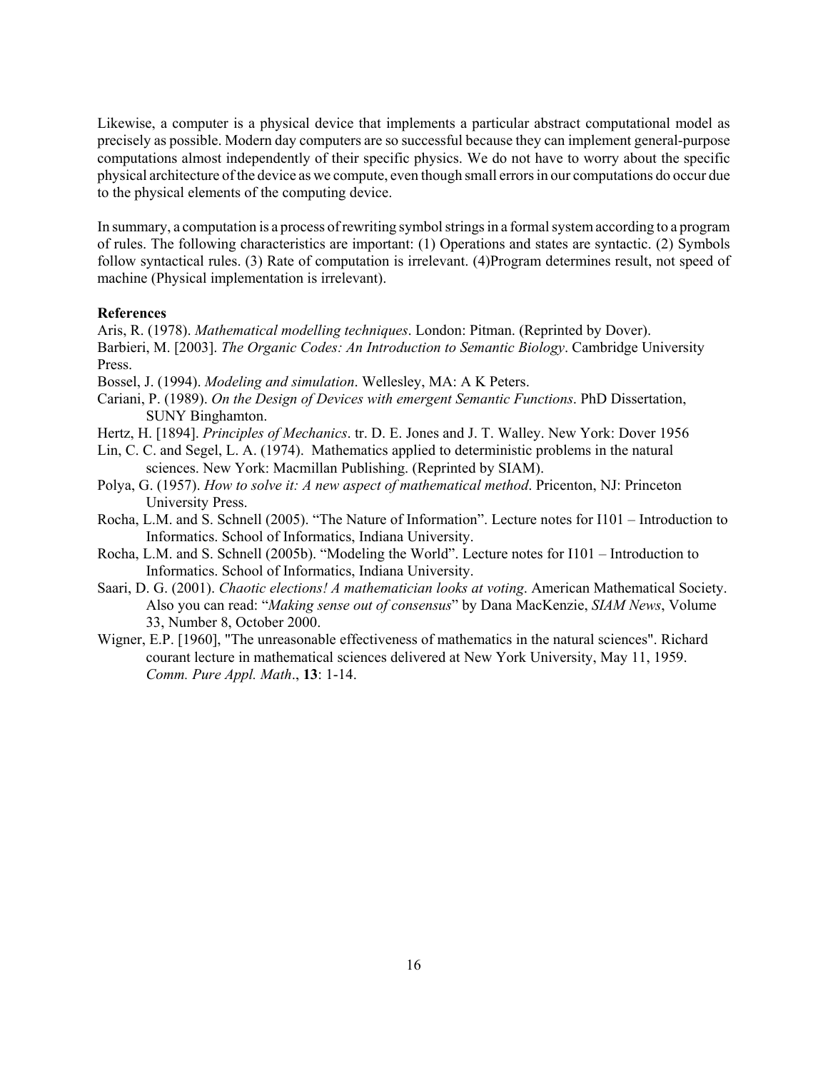Likewise, a computer is a physical device that implements a particular abstract computational model as precisely as possible. Modern day computers are so successful because they can implement general-purpose computations almost independently of their specific physics. We do not have to worry about the specific physical architecture of the device as we compute, even though small errors in our computations do occur due to the physical elements of the computing device.

In summary, a computation is a process of rewriting symbol strings in a formal system according to a program of rules. The following characteristics are important: (1) Operations and states are syntactic. (2) Symbols follow syntactical rules. (3) Rate of computation is irrelevant. (4)Program determines result, not speed of machine (Physical implementation is irrelevant).

**References**

Aris, R. (1978). *Mathematical modelling techniques*. London: Pitman. (Reprinted by Dover).

Barbieri, M. [2003]. *The Organic Codes: An Introduction to Semantic Biology*. Cambridge University Press.

Bossel, J. (1994). *Modeling and simulation*. Wellesley, MA: A K Peters.

Cariani, P. (1989). *On the Design of Devices with emergent Semantic Functions*. PhD Dissertation, SUNY Binghamton.

Hertz, H. [1894]. *Principles of Mechanics*. tr. D. E. Jones and J. T. Walley. New York: Dover 1956

Lin, C. C. and Segel, L. A. (1974). Mathematics applied to deterministic problems in the natural sciences. New York: Macmillan Publishing. (Reprinted by SIAM).

Polya, G. (1957). *How to solve it: A new aspect of mathematical method*. Pricenton, NJ: Princeton University Press.

Rocha, L.M. and S. Schnell (2005). "The Nature of Information". Lecture notes for I101 – Introduction to Informatics. School of Informatics, Indiana University.

Rocha, L.M. and S. Schnell (2005b). "Modeling the World". Lecture notes for I101 – Introduction to Informatics. School of Informatics, Indiana University.

Saari, D. G. (2001). *Chaotic elections! A mathematician looks at voting*. American Mathematical Society. Also you can read: "*Making sense out of consensus*" by Dana MacKenzie, *SIAM News*, Volume 33, Number 8, October 2000.

Wigner, E.P. [1960], "The unreasonable effectiveness of mathematics in the natural sciences". Richard courant lecture in mathematical sciences delivered at New York University, May 11, 1959. *Comm. Pure Appl. Math*., **13**: 1-14.